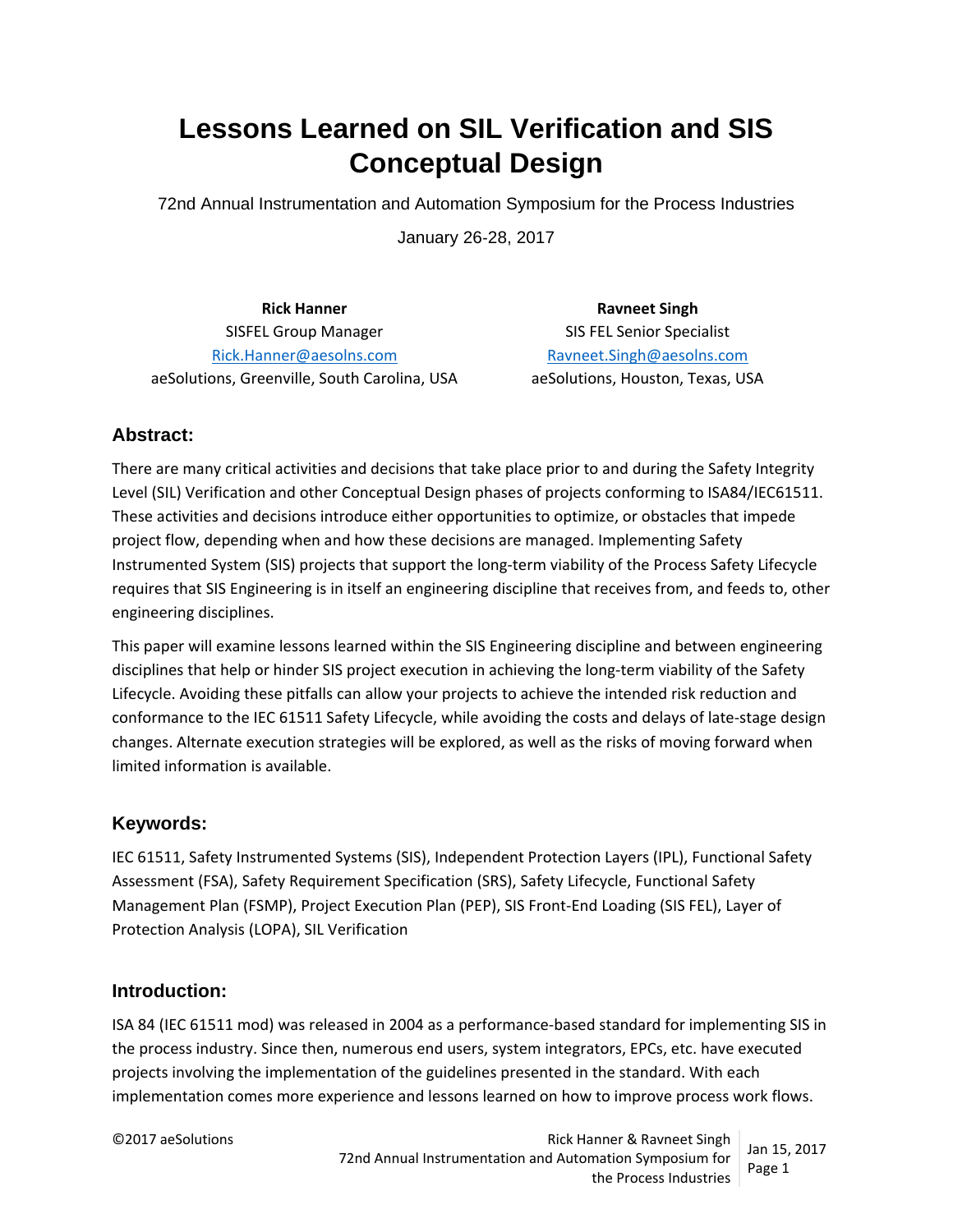# Lessons Learned on SIL Verification and SIS Conceptual Design

72nd Annual Instrumentation and Automation Symposium for the Process Industries

January 26-28, 2017

**Rick Hanner**
SISFEL Group Manager
Rick.Hanner@aesolns.com
aeSolutions, Greenville, South Carolina, USA

**Ravneet Singh**
SIS FEL Senior Specialist
Ravneet.Singh@aesolns.com
aeSolutions, Houston, Texas, USA

## Abstract:

There are many critical activities and decisions that take place prior to and during the Safety Integrity Level (SIL) Verification and other Conceptual Design phases of projects conforming to ISA84/IEC61511. These activities and decisions introduce either opportunities to optimize, or obstacles that impede project flow, depending when and how these decisions are managed. Implementing Safety Instrumented System (SIS) projects that support the long-term viability of the Process Safety Lifecycle requires that SIS Engineering is in itself an engineering discipline that receives from, and feeds to, other engineering disciplines.

This paper will examine lessons learned within the SIS Engineering discipline and between engineering disciplines that help or hinder SIS project execution in achieving the long-term viability of the Safety Lifecycle. Avoiding these pitfalls can allow your projects to achieve the intended risk reduction and conformance to the IEC 61511 Safety Lifecycle, while avoiding the costs and delays of late-stage design changes. Alternate execution strategies will be explored, as well as the risks of moving forward when limited information is available.

## Keywords:

IEC 61511, Safety Instrumented Systems (SIS), Independent Protection Layers (IPL), Functional Safety Assessment (FSA), Safety Requirement Specification (SRS), Safety Lifecycle, Functional Safety Management Plan (FSMP), Project Execution Plan (PEP), SIS Front-End Loading (SIS FEL), Layer of Protection Analysis (LOPA), SIL Verification

## Introduction:

ISA 84 (IEC 61511 mod) was released in 2004 as a performance-based standard for implementing SIS in the process industry. Since then, numerous end users, system integrators, EPCs, etc. have executed projects involving the implementation of the guidelines presented in the standard. With each implementation comes more experience and lessons learned on how to improve process work flows.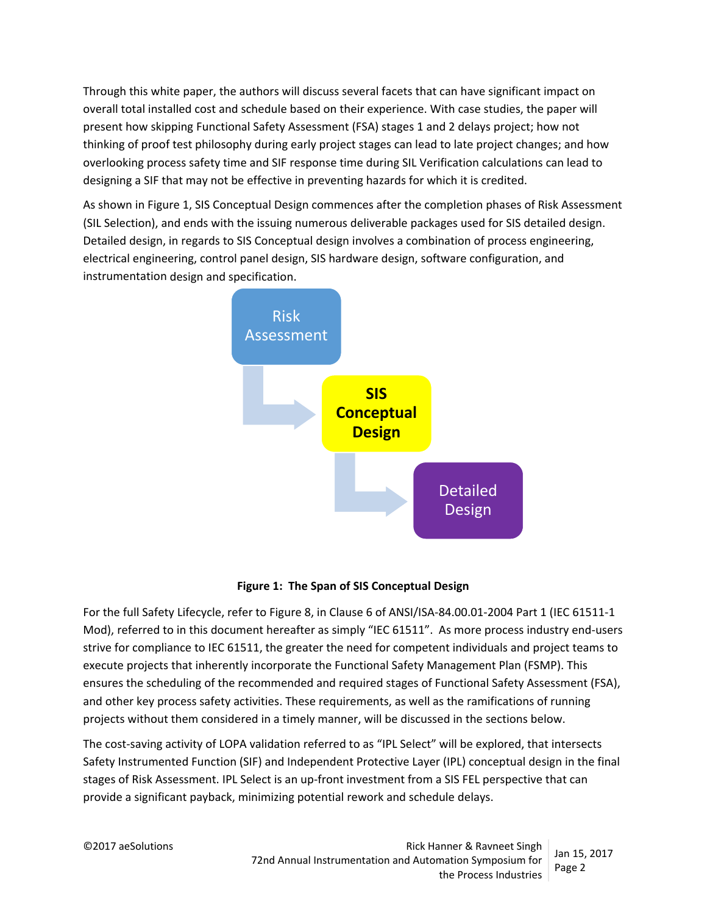Through this white paper, the authors will discuss several facets that can have significant impact on overall total installed cost and schedule based on their experience. With case studies, the paper will present how skipping Functional Safety Assessment (FSA) stages 1 and 2 delays project; how not thinking of proof test philosophy during early project stages can lead to late project changes; and how overlooking process safety time and SIF response time during SIL Verification calculations can lead to designing a SIF that may not be effective in preventing hazards for which it is credited.

As shown in Figure 1, SIS Conceptual Design commences after the completion phases of Risk Assessment (SIL Selection), and ends with the issuing numerous deliverable packages used for SIS detailed design. Detailed design, in regards to SIS Conceptual design involves a combination of process engineering, electrical engineering, control panel design, SIS hardware design, software configuration, and instrumentation design and specification.

Risk Assessment → **SIS Conceptual Design** → Detailed Design

**Figure 1: The Span of SIS Conceptual Design**

For the full Safety Lifecycle, refer to Figure 8, in Clause 6 of ANSI/ISA-84.00.01-2004 Part 1 (IEC 61511-1 Mod), referred to in this document hereafter as simply "IEC 61511". As more process industry end-users strive for compliance to IEC 61511, the greater the need for competent individuals and project teams to execute projects that inherently incorporate the Functional Safety Management Plan (FSMP). This ensures the scheduling of the recommended and required stages of Functional Safety Assessment (FSA), and other key process safety activities. These requirements, as well as the ramifications of running projects without them considered in a timely manner, will be discussed in the sections below.

The cost-saving activity of LOPA validation referred to as "IPL Select" will be explored, that intersects Safety Instrumented Function (SIF) and Independent Protective Layer (IPL) conceptual design in the final stages of Risk Assessment. IPL Select is an up-front investment from a SIS FEL perspective that can provide a significant payback, minimizing potential rework and schedule delays.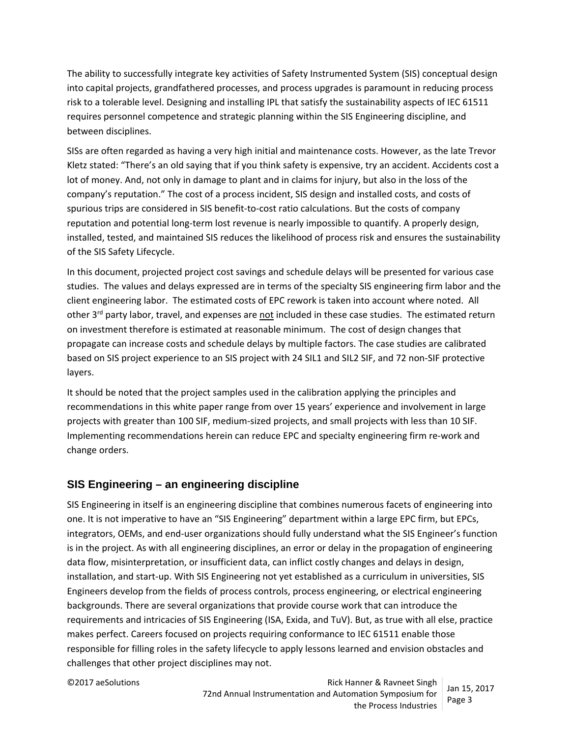The ability to successfully integrate key activities of Safety Instrumented System (SIS) conceptual design into capital projects, grandfathered processes, and process upgrades is paramount in reducing process risk to a tolerable level. Designing and installing IPL that satisfy the sustainability aspects of IEC 61511 requires personnel competence and strategic planning within the SIS Engineering discipline, and between disciplines.

SISs are often regarded as having a very high initial and maintenance costs. However, as the late Trevor Kletz stated: "There's an old saying that if you think safety is expensive, try an accident. Accidents cost a lot of money. And, not only in damage to plant and in claims for injury, but also in the loss of the company's reputation." The cost of a process incident, SIS design and installed costs, and costs of spurious trips are considered in SIS benefit-to-cost ratio calculations. But the costs of company reputation and potential long-term lost revenue is nearly impossible to quantify. A properly design, installed, tested, and maintained SIS reduces the likelihood of process risk and ensures the sustainability of the SIS Safety Lifecycle.

In this document, projected project cost savings and schedule delays will be presented for various case studies. The values and delays expressed are in terms of the specialty SIS engineering firm labor and the client engineering labor. The estimated costs of EPC rework is taken into account where noted. All other 3rd party labor, travel, and expenses are <u>not</u> included in these case studies. The estimated return on investment therefore is estimated at reasonable minimum. The cost of design changes that propagate can increase costs and schedule delays by multiple factors. The case studies are calibrated based on SIS project experience to an SIS project with 24 SIL1 and SIL2 SIF, and 72 non-SIF protective layers.

It should be noted that the project samples used in the calibration applying the principles and recommendations in this white paper range from over 15 years' experience and involvement in large projects with greater than 100 SIF, medium-sized projects, and small projects with less than 10 SIF. Implementing recommendations herein can reduce EPC and specialty engineering firm re-work and change orders.

## SIS Engineering – an engineering discipline

SIS Engineering in itself is an engineering discipline that combines numerous facets of engineering into one. It is not imperative to have an "SIS Engineering" department within a large EPC firm, but EPCs, integrators, OEMs, and end-user organizations should fully understand what the SIS Engineer's function is in the project. As with all engineering disciplines, an error or delay in the propagation of engineering data flow, misinterpretation, or insufficient data, can inflict costly changes and delays in design, installation, and start-up. With SIS Engineering not yet established as a curriculum in universities, SIS Engineers develop from the fields of process controls, process engineering, or electrical engineering backgrounds. There are several organizations that provide course work that can introduce the requirements and intricacies of SIS Engineering (ISA, Exida, and TuV). But, as true with all else, practice makes perfect. Careers focused on projects requiring conformance to IEC 61511 enable those responsible for filling roles in the safety lifecycle to apply lessons learned and envision obstacles and challenges that other project disciplines may not.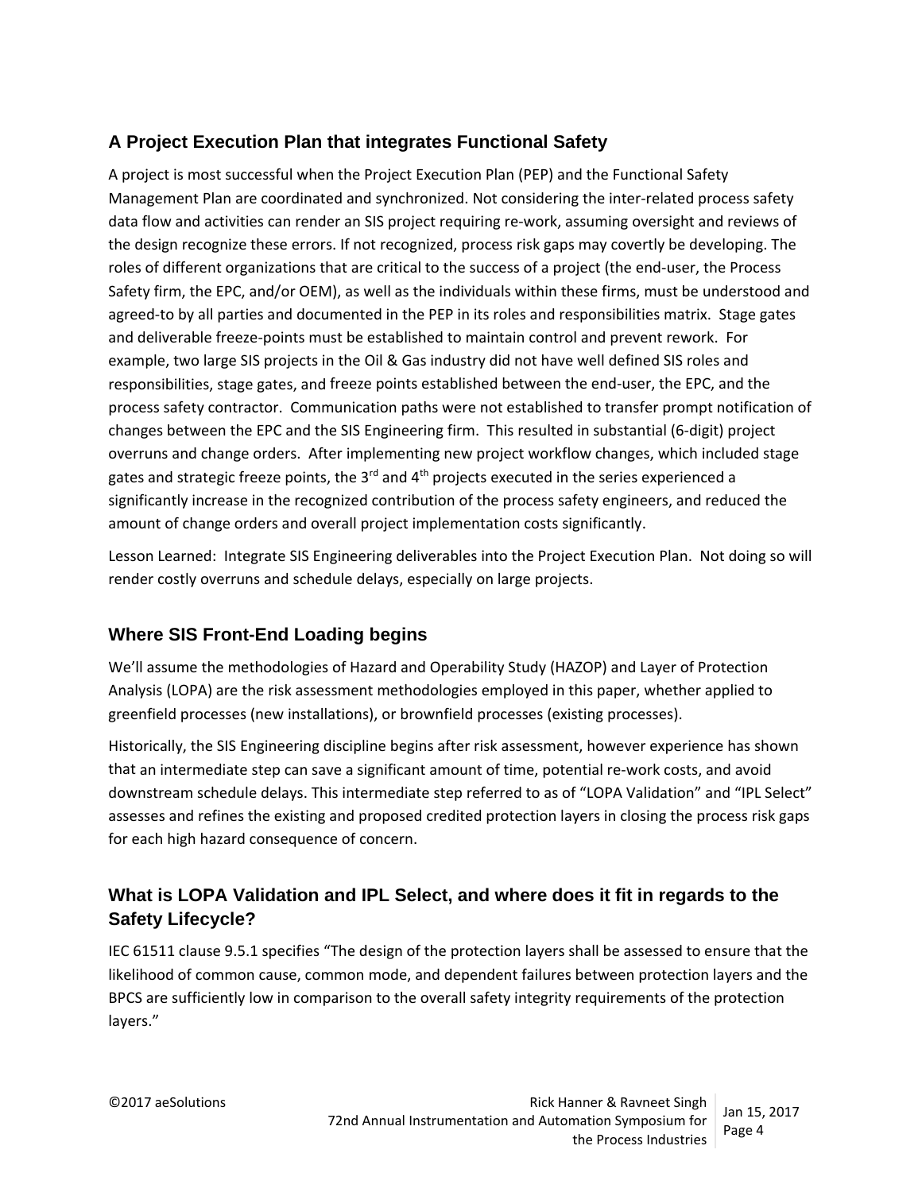## A Project Execution Plan that integrates Functional Safety

A project is most successful when the Project Execution Plan (PEP) and the Functional Safety Management Plan are coordinated and synchronized. Not considering the inter-related process safety data flow and activities can render an SIS project requiring re-work, assuming oversight and reviews of the design recognize these errors. If not recognized, process risk gaps may covertly be developing. The roles of different organizations that are critical to the success of a project (the end-user, the Process Safety firm, the EPC, and/or OEM), as well as the individuals within these firms, must be understood and agreed-to by all parties and documented in the PEP in its roles and responsibilities matrix. Stage gates and deliverable freeze-points must be established to maintain control and prevent rework. For example, two large SIS projects in the Oil & Gas industry did not have well defined SIS roles and responsibilities, stage gates, and freeze points established between the end-user, the EPC, and the process safety contractor. Communication paths were not established to transfer prompt notification of changes between the EPC and the SIS Engineering firm. This resulted in substantial (6-digit) project overruns and change orders. After implementing new project workflow changes, which included stage gates and strategic freeze points, the 3rd and 4th projects executed in the series experienced a significantly increase in the recognized contribution of the process safety engineers, and reduced the amount of change orders and overall project implementation costs significantly.

Lesson Learned: Integrate SIS Engineering deliverables into the Project Execution Plan. Not doing so will render costly overruns and schedule delays, especially on large projects.

## Where SIS Front-End Loading begins

We'll assume the methodologies of Hazard and Operability Study (HAZOP) and Layer of Protection Analysis (LOPA) are the risk assessment methodologies employed in this paper, whether applied to greenfield processes (new installations), or brownfield processes (existing processes).

Historically, the SIS Engineering discipline begins after risk assessment, however experience has shown that an intermediate step can save a significant amount of time, potential re-work costs, and avoid downstream schedule delays. This intermediate step referred to as of "LOPA Validation" and "IPL Select" assesses and refines the existing and proposed credited protection layers in closing the process risk gaps for each high hazard consequence of concern.

## What is LOPA Validation and IPL Select, and where does it fit in regards to the Safety Lifecycle?

IEC 61511 clause 9.5.1 specifies "The design of the protection layers shall be assessed to ensure that the likelihood of common cause, common mode, and dependent failures between protection layers and the BPCS are sufficiently low in comparison to the overall safety integrity requirements of the protection layers."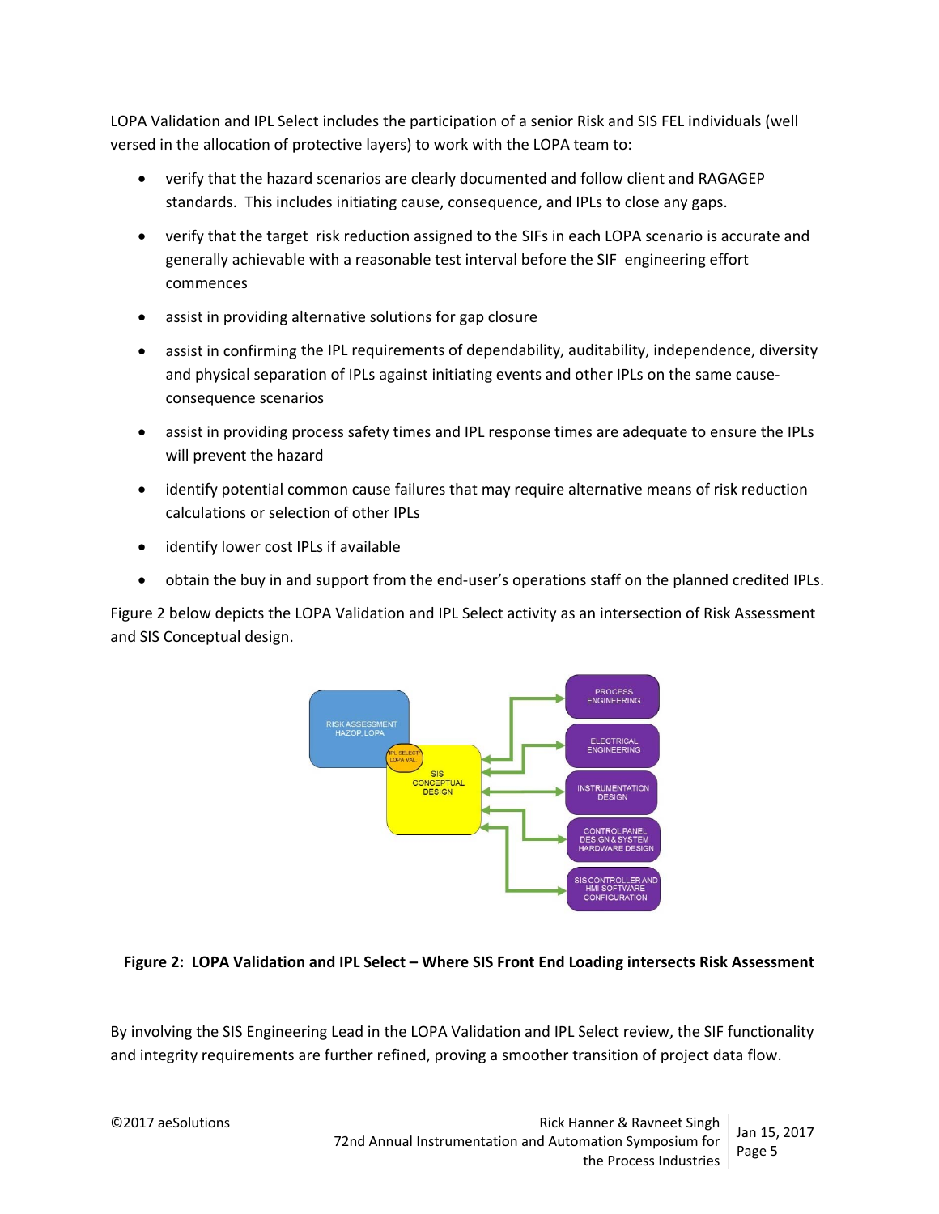LOPA Validation and IPL Select includes the participation of a senior Risk and SIS FEL individuals (well versed in the allocation of protective layers) to work with the LOPA team to:

- verify that the hazard scenarios are clearly documented and follow client and RAGAGEP standards. This includes initiating cause, consequence, and IPLs to close any gaps.
- verify that the target risk reduction assigned to the SIFs in each LOPA scenario is accurate and generally achievable with a reasonable test interval before the SIF engineering effort commences
- assist in providing alternative solutions for gap closure
- assist in confirming the IPL requirements of dependability, auditability, independence, diversity and physical separation of IPLs against initiating events and other IPLs on the same cause-consequence scenarios
- assist in providing process safety times and IPL response times are adequate to ensure the IPLs will prevent the hazard
- identify potential common cause failures that may require alternative means of risk reduction calculations or selection of other IPLs
- identify lower cost IPLs if available
- obtain the buy in and support from the end-user's operations staff on the planned credited IPLs.

Figure 2 below depicts the LOPA Validation and IPL Select activity as an intersection of Risk Assessment and SIS Conceptual design.

**Figure 2: LOPA Validation and IPL Select – Where SIS Front End Loading intersects Risk Assessment**

By involving the SIS Engineering Lead in the LOPA Validation and IPL Select review, the SIF functionality and integrity requirements are further refined, proving a smoother transition of project data flow.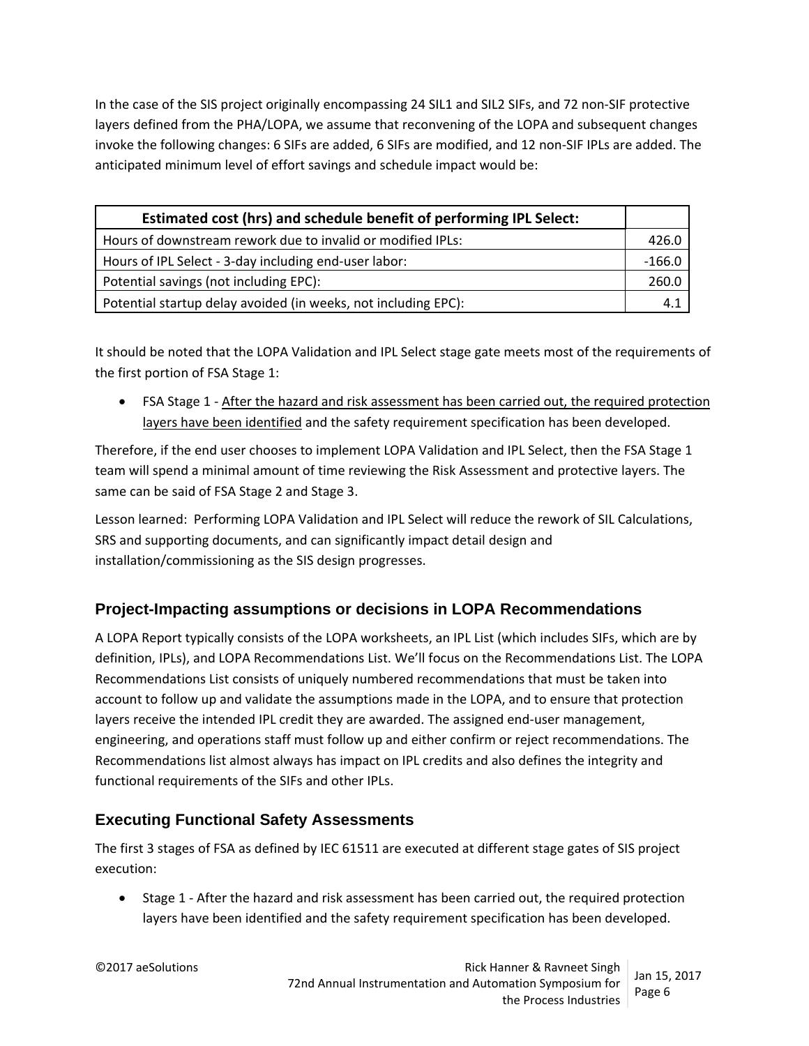In the case of the SIS project originally encompassing 24 SIL1 and SIL2 SIFs, and 72 non-SIF protective layers defined from the PHA/LOPA, we assume that reconvening of the LOPA and subsequent changes invoke the following changes: 6 SIFs are added, 6 SIFs are modified, and 12 non-SIF IPLs are added. The anticipated minimum level of effort savings and schedule impact would be:

| Estimated cost (hrs) and schedule benefit of performing IPL Select: | |
|---|---|
| Hours of downstream rework due to invalid or modified IPLs: | 426.0 |
| Hours of IPL Select - 3-day including end-user labor: | -166.0 |
| Potential savings (not including EPC): | 260.0 |
| Potential startup delay avoided (in weeks, not including EPC): | 4.1 |

It should be noted that the LOPA Validation and IPL Select stage gate meets most of the requirements of the first portion of FSA Stage 1:

- FSA Stage 1 - <u>After the hazard and risk assessment has been carried out, the required protection layers have been identified</u> and the safety requirement specification has been developed.

Therefore, if the end user chooses to implement LOPA Validation and IPL Select, then the FSA Stage 1 team will spend a minimal amount of time reviewing the Risk Assessment and protective layers. The same can be said of FSA Stage 2 and Stage 3.

Lesson learned: Performing LOPA Validation and IPL Select will reduce the rework of SIL Calculations, SRS and supporting documents, and can significantly impact detail design and installation/commissioning as the SIS design progresses.

## Project-Impacting assumptions or decisions in LOPA Recommendations

A LOPA Report typically consists of the LOPA worksheets, an IPL List (which includes SIFs, which are by definition, IPLs), and LOPA Recommendations List. We'll focus on the Recommendations List. The LOPA Recommendations List consists of uniquely numbered recommendations that must be taken into account to follow up and validate the assumptions made in the LOPA, and to ensure that protection layers receive the intended IPL credit they are awarded. The assigned end-user management, engineering, and operations staff must follow up and either confirm or reject recommendations. The Recommendations list almost always has impact on IPL credits and also defines the integrity and functional requirements of the SIFs and other IPLs.

## Executing Functional Safety Assessments

The first 3 stages of FSA as defined by IEC 61511 are executed at different stage gates of SIS project execution:

- Stage 1 - After the hazard and risk assessment has been carried out, the required protection layers have been identified and the safety requirement specification has been developed.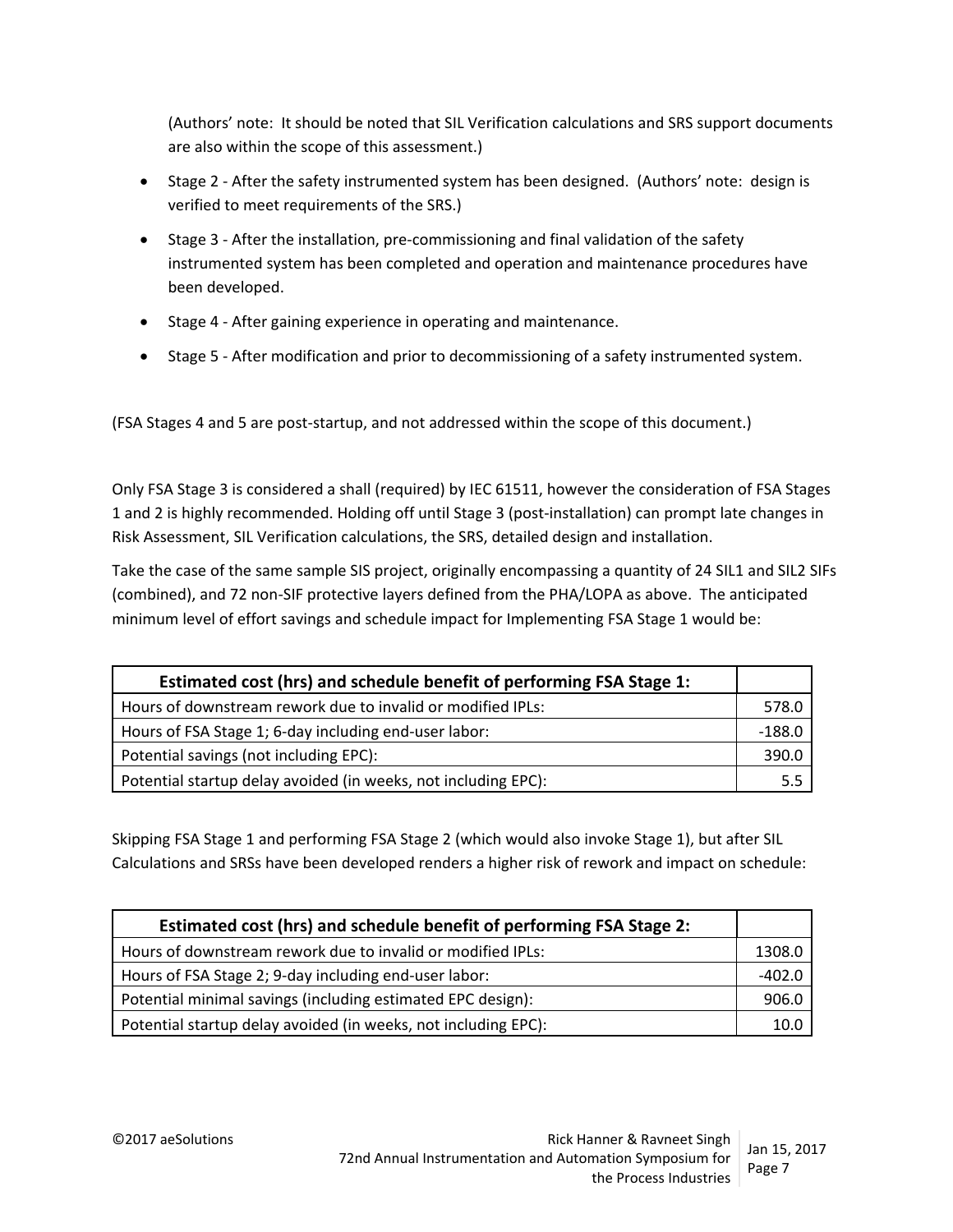(Authors' note: It should be noted that SIL Verification calculations and SRS support documents are also within the scope of this assessment.)

- Stage 2 - After the safety instrumented system has been designed. (Authors' note: design is verified to meet requirements of the SRS.)
- Stage 3 - After the installation, pre-commissioning and final validation of the safety instrumented system has been completed and operation and maintenance procedures have been developed.
- Stage 4 - After gaining experience in operating and maintenance.
- Stage 5 - After modification and prior to decommissioning of a safety instrumented system.

(FSA Stages 4 and 5 are post-startup, and not addressed within the scope of this document.)

Only FSA Stage 3 is considered a shall (required) by IEC 61511, however the consideration of FSA Stages 1 and 2 is highly recommended. Holding off until Stage 3 (post-installation) can prompt late changes in Risk Assessment, SIL Verification calculations, the SRS, detailed design and installation.

Take the case of the same sample SIS project, originally encompassing a quantity of 24 SIL1 and SIL2 SIFs (combined), and 72 non-SIF protective layers defined from the PHA/LOPA as above. The anticipated minimum level of effort savings and schedule impact for Implementing FSA Stage 1 would be:

| Estimated cost (hrs) and schedule benefit of performing FSA Stage 1: | |
|---|---|
| Hours of downstream rework due to invalid or modified IPLs: | 578.0 |
| Hours of FSA Stage 1; 6-day including end-user labor: | -188.0 |
| Potential savings (not including EPC): | 390.0 |
| Potential startup delay avoided (in weeks, not including EPC): | 5.5 |

Skipping FSA Stage 1 and performing FSA Stage 2 (which would also invoke Stage 1), but after SIL Calculations and SRSs have been developed renders a higher risk of rework and impact on schedule:

| Estimated cost (hrs) and schedule benefit of performing FSA Stage 2: | |
|---|---|
| Hours of downstream rework due to invalid or modified IPLs: | 1308.0 |
| Hours of FSA Stage 2; 9-day including end-user labor: | -402.0 |
| Potential minimal savings (including estimated EPC design): | 906.0 |
| Potential startup delay avoided (in weeks, not including EPC): | 10.0 |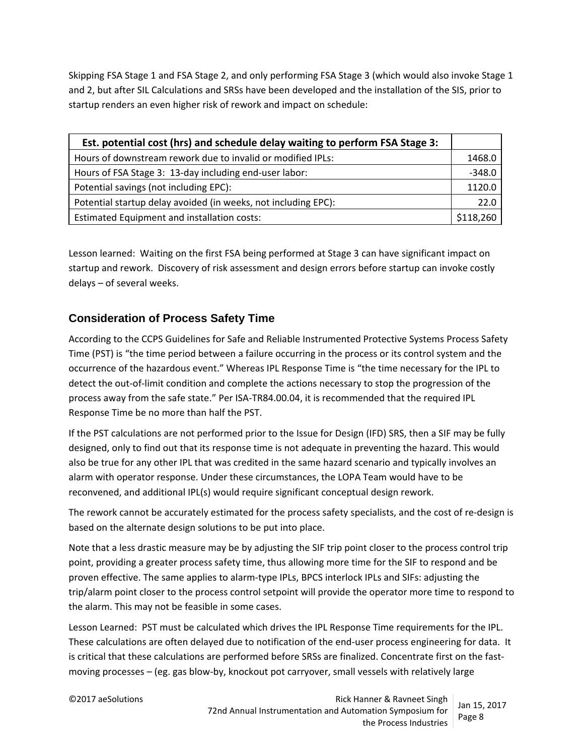Skipping FSA Stage 1 and FSA Stage 2, and only performing FSA Stage 3 (which would also invoke Stage 1 and 2, but after SIL Calculations and SRSs have been developed and the installation of the SIS, prior to startup renders an even higher risk of rework and impact on schedule:

| **Est. potential cost (hrs) and schedule delay waiting to perform FSA Stage 3:** | |
|---|---:|
| Hours of downstream rework due to invalid or modified IPLs: | 1468.0 |
| Hours of FSA Stage 3: 13-day including end-user labor: | -348.0 |
| Potential savings (not including EPC): | 1120.0 |
| Potential startup delay avoided (in weeks, not including EPC): | 22.0 |
| Estimated Equipment and installation costs: | $118,260 |

Lesson learned: Waiting on the first FSA being performed at Stage 3 can have significant impact on startup and rework. Discovery of risk assessment and design errors before startup can invoke costly delays – of several weeks.

## Consideration of Process Safety Time

According to the CCPS Guidelines for Safe and Reliable Instrumented Protective Systems Process Safety Time (PST) is "the time period between a failure occurring in the process or its control system and the occurrence of the hazardous event." Whereas IPL Response Time is "the time necessary for the IPL to detect the out-of-limit condition and complete the actions necessary to stop the progression of the process away from the safe state." Per ISA-TR84.00.04, it is recommended that the required IPL Response Time be no more than half the PST.

If the PST calculations are not performed prior to the Issue for Design (IFD) SRS, then a SIF may be fully designed, only to find out that its response time is not adequate in preventing the hazard. This would also be true for any other IPL that was credited in the same hazard scenario and typically involves an alarm with operator response. Under these circumstances, the LOPA Team would have to be reconvened, and additional IPL(s) would require significant conceptual design rework.

The rework cannot be accurately estimated for the process safety specialists, and the cost of re-design is based on the alternate design solutions to be put into place.

Note that a less drastic measure may be by adjusting the SIF trip point closer to the process control trip point, providing a greater process safety time, thus allowing more time for the SIF to respond and be proven effective. The same applies to alarm-type IPLs, BPCS interlock IPLs and SIFs: adjusting the trip/alarm point closer to the process control setpoint will provide the operator more time to respond to the alarm. This may not be feasible in some cases.

Lesson Learned: PST must be calculated which drives the IPL Response Time requirements for the IPL. These calculations are often delayed due to notification of the end-user process engineering for data. It is critical that these calculations are performed before SRSs are finalized. Concentrate first on the fast-moving processes – (eg. gas blow-by, knockout pot carryover, small vessels with relatively large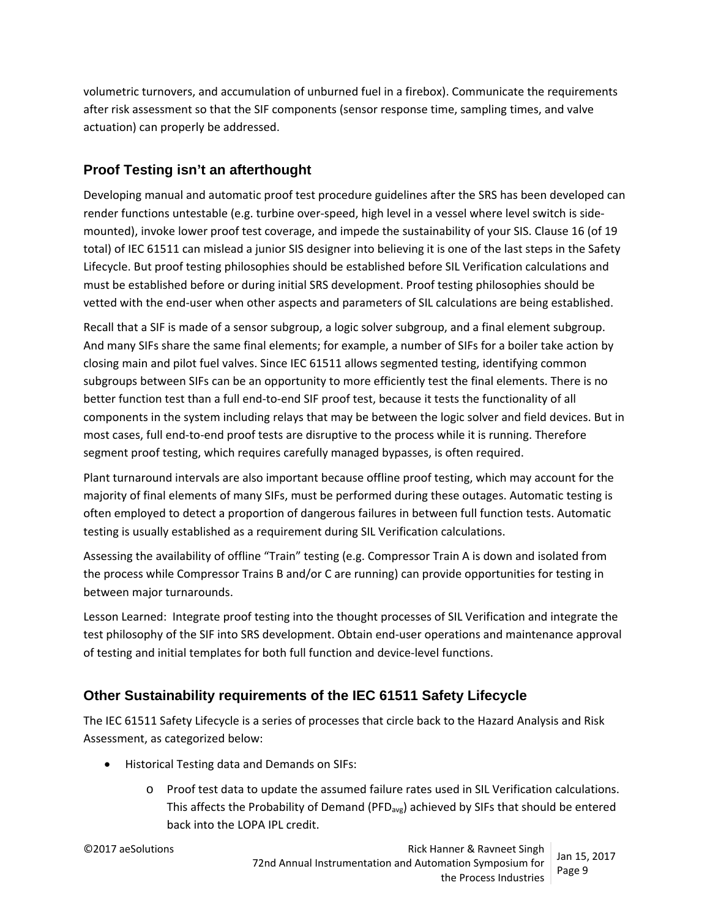volumetric turnovers, and accumulation of unburned fuel in a firebox). Communicate the requirements after risk assessment so that the SIF components (sensor response time, sampling times, and valve actuation) can properly be addressed.

## Proof Testing isn't an afterthought

Developing manual and automatic proof test procedure guidelines after the SRS has been developed can render functions untestable (e.g. turbine over-speed, high level in a vessel where level switch is side-mounted), invoke lower proof test coverage, and impede the sustainability of your SIS. Clause 16 (of 19 total) of IEC 61511 can mislead a junior SIS designer into believing it is one of the last steps in the Safety Lifecycle. But proof testing philosophies should be established before SIL Verification calculations and must be established before or during initial SRS development. Proof testing philosophies should be vetted with the end-user when other aspects and parameters of SIL calculations are being established.

Recall that a SIF is made of a sensor subgroup, a logic solver subgroup, and a final element subgroup. And many SIFs share the same final elements; for example, a number of SIFs for a boiler take action by closing main and pilot fuel valves. Since IEC 61511 allows segmented testing, identifying common subgroups between SIFs can be an opportunity to more efficiently test the final elements. There is no better function test than a full end-to-end SIF proof test, because it tests the functionality of all components in the system including relays that may be between the logic solver and field devices. But in most cases, full end-to-end proof tests are disruptive to the process while it is running. Therefore segment proof testing, which requires carefully managed bypasses, is often required.

Plant turnaround intervals are also important because offline proof testing, which may account for the majority of final elements of many SIFs, must be performed during these outages. Automatic testing is often employed to detect a proportion of dangerous failures in between full function tests. Automatic testing is usually established as a requirement during SIL Verification calculations.

Assessing the availability of offline "Train" testing (e.g. Compressor Train A is down and isolated from the process while Compressor Trains B and/or C are running) can provide opportunities for testing in between major turnarounds.

Lesson Learned: Integrate proof testing into the thought processes of SIL Verification and integrate the test philosophy of the SIF into SRS development. Obtain end-user operations and maintenance approval of testing and initial templates for both full function and device-level functions.

## Other Sustainability requirements of the IEC 61511 Safety Lifecycle

The IEC 61511 Safety Lifecycle is a series of processes that circle back to the Hazard Analysis and Risk Assessment, as categorized below:

- Historical Testing data and Demands on SIFs:
  - Proof test data to update the assumed failure rates used in SIL Verification calculations. This affects the Probability of Demand ($PFD_{avg}$) achieved by SIFs that should be entered back into the LOPA IPL credit.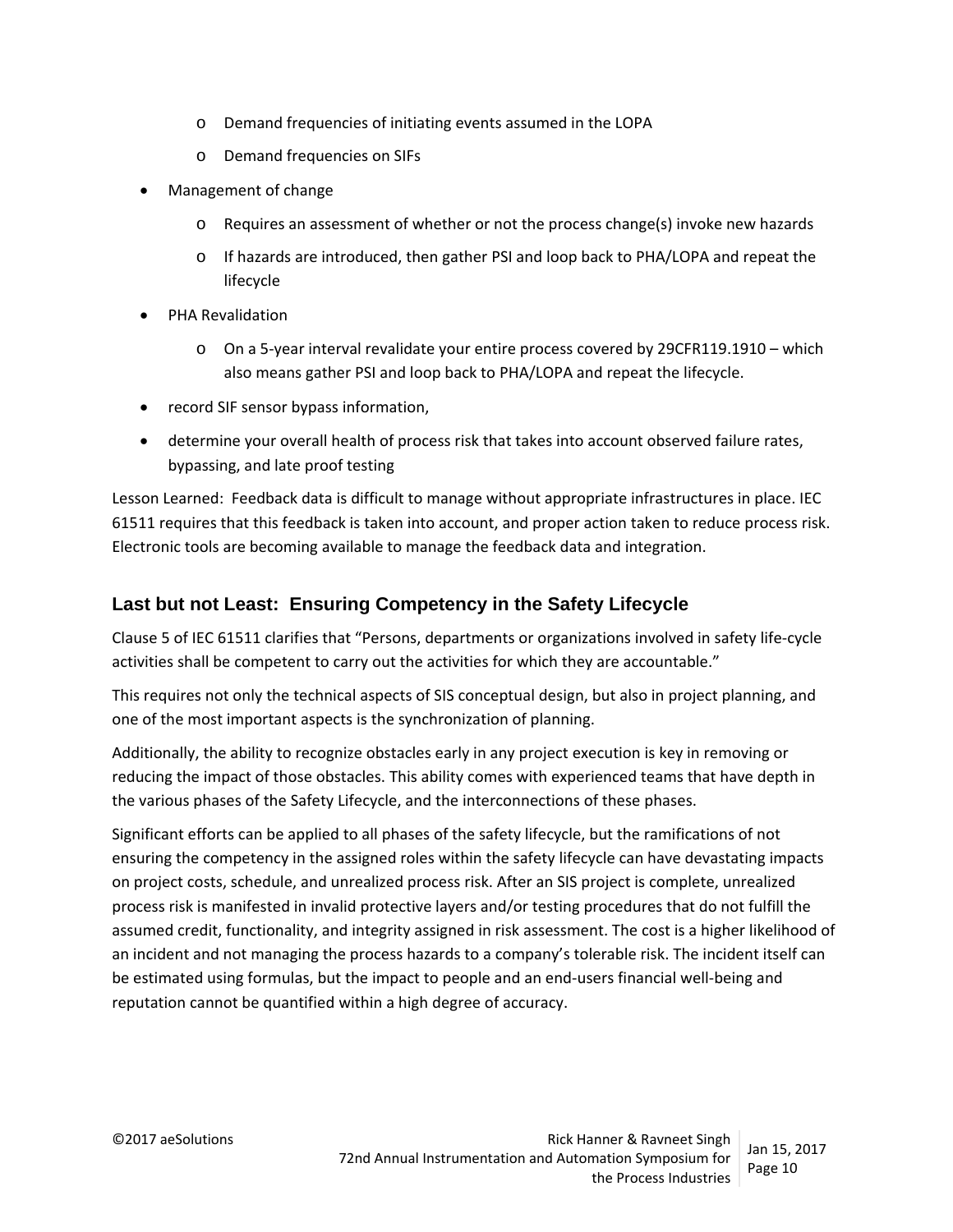- Demand frequencies of initiating events assumed in the LOPA
    - Demand frequencies on SIFs
- Management of change
    - Requires an assessment of whether or not the process change(s) invoke new hazards
    - If hazards are introduced, then gather PSI and loop back to PHA/LOPA and repeat the lifecycle
- PHA Revalidation
    - On a 5-year interval revalidate your entire process covered by 29CFR119.1910 – which also means gather PSI and loop back to PHA/LOPA and repeat the lifecycle.
- record SIF sensor bypass information,
- determine your overall health of process risk that takes into account observed failure rates, bypassing, and late proof testing

Lesson Learned: Feedback data is difficult to manage without appropriate infrastructures in place. IEC 61511 requires that this feedback is taken into account, and proper action taken to reduce process risk. Electronic tools are becoming available to manage the feedback data and integration.

## Last but not Least: Ensuring Competency in the Safety Lifecycle

Clause 5 of IEC 61511 clarifies that "Persons, departments or organizations involved in safety life-cycle activities shall be competent to carry out the activities for which they are accountable."

This requires not only the technical aspects of SIS conceptual design, but also in project planning, and one of the most important aspects is the synchronization of planning.

Additionally, the ability to recognize obstacles early in any project execution is key in removing or reducing the impact of those obstacles. This ability comes with experienced teams that have depth in the various phases of the Safety Lifecycle, and the interconnections of these phases.

Significant efforts can be applied to all phases of the safety lifecycle, but the ramifications of not ensuring the competency in the assigned roles within the safety lifecycle can have devastating impacts on project costs, schedule, and unrealized process risk. After an SIS project is complete, unrealized process risk is manifested in invalid protective layers and/or testing procedures that do not fulfill the assumed credit, functionality, and integrity assigned in risk assessment. The cost is a higher likelihood of an incident and not managing the process hazards to a company's tolerable risk. The incident itself can be estimated using formulas, but the impact to people and an end-users financial well-being and reputation cannot be quantified within a high degree of accuracy.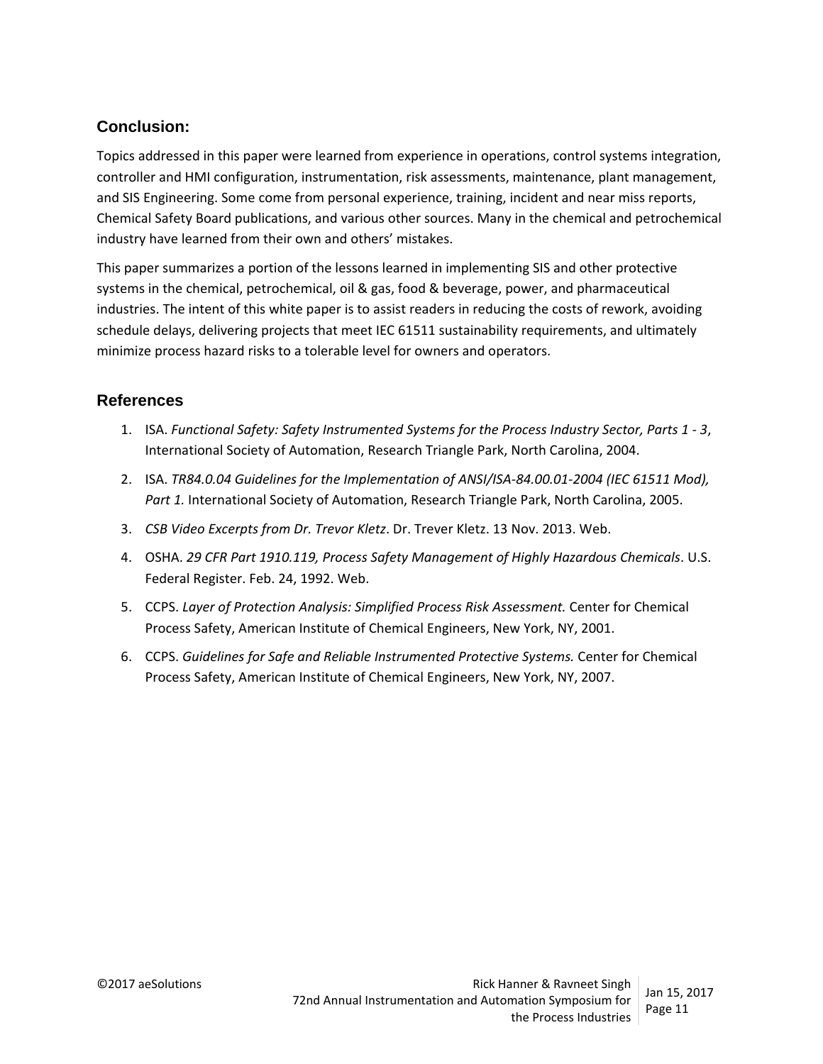## Conclusion:

Topics addressed in this paper were learned from experience in operations, control systems integration, controller and HMI configuration, instrumentation, risk assessments, maintenance, plant management, and SIS Engineering. Some come from personal experience, training, incident and near miss reports, Chemical Safety Board publications, and various other sources. Many in the chemical and petrochemical industry have learned from their own and others' mistakes.

This paper summarizes a portion of the lessons learned in implementing SIS and other protective systems in the chemical, petrochemical, oil & gas, food & beverage, power, and pharmaceutical industries. The intent of this white paper is to assist readers in reducing the costs of rework, avoiding schedule delays, delivering projects that meet IEC 61511 sustainability requirements, and ultimately minimize process hazard risks to a tolerable level for owners and operators.

## References

1. ISA. *Functional Safety: Safety Instrumented Systems for the Process Industry Sector, Parts 1 - 3*, International Society of Automation, Research Triangle Park, North Carolina, 2004.
2. ISA. *TR84.0.04 Guidelines for the Implementation of ANSI/ISA-84.00.01-2004 (IEC 61511 Mod), Part 1.* International Society of Automation, Research Triangle Park, North Carolina, 2005.
3. *CSB Video Excerpts from Dr. Trevor Kletz*. Dr. Trever Kletz. 13 Nov. 2013. Web.
4. OSHA. *29 CFR Part 1910.119, Process Safety Management of Highly Hazardous Chemicals*. U.S. Federal Register. Feb. 24, 1992. Web.
5. CCPS. *Layer of Protection Analysis: Simplified Process Risk Assessment.* Center for Chemical Process Safety, American Institute of Chemical Engineers, New York, NY, 2001.
6. CCPS. *Guidelines for Safe and Reliable Instrumented Protective Systems.* Center for Chemical Process Safety, American Institute of Chemical Engineers, New York, NY, 2007.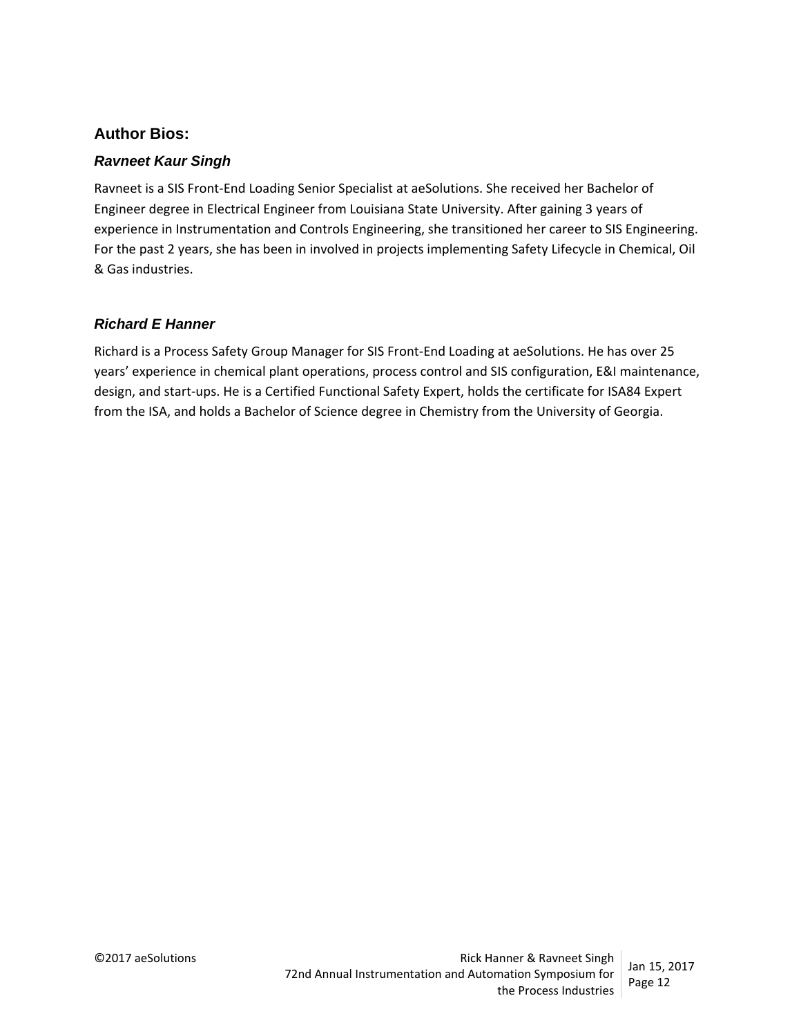## Author Bios:

### *Ravneet Kaur Singh*

Ravneet is a SIS Front-End Loading Senior Specialist at aeSolutions. She received her Bachelor of Engineer degree in Electrical Engineer from Louisiana State University. After gaining 3 years of experience in Instrumentation and Controls Engineering, she transitioned her career to SIS Engineering. For the past 2 years, she has been in involved in projects implementing Safety Lifecycle in Chemical, Oil & Gas industries.

### *Richard E Hanner*

Richard is a Process Safety Group Manager for SIS Front-End Loading at aeSolutions. He has over 25 years' experience in chemical plant operations, process control and SIS configuration, E&I maintenance, design, and start-ups. He is a Certified Functional Safety Expert, holds the certificate for ISA84 Expert from the ISA, and holds a Bachelor of Science degree in Chemistry from the University of Georgia.